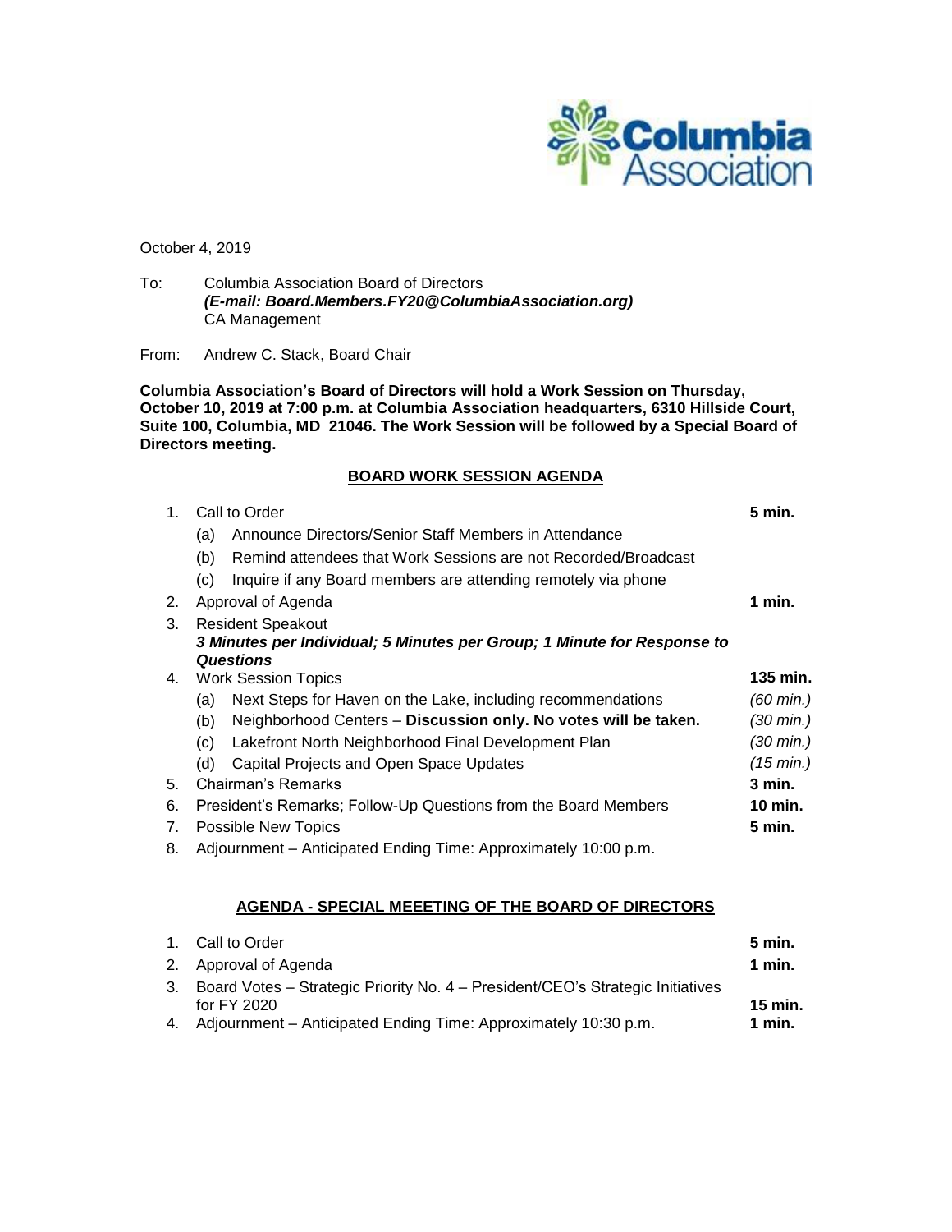Columbia Association

October 4, 2019

To: Columbia Association Board of Directors
***(E-mail: Board.Members.FY20@ColumbiaAssociation.org)***
CA Management

From: Andrew C. Stack, Board Chair

**Columbia Association's Board of Directors will hold a Work Session on Thursday, October 10, 2019 at 7:00 p.m. at Columbia Association headquarters, 6310 Hillside Court, Suite 100, Columbia, MD 21046. The Work Session will be followed by a Special Board of Directors meeting.**

## BOARD WORK SESSION AGENDA

1. Call to Order — **5 min.**
   - (a) Announce Directors/Senior Staff Members in Attendance
   - (b) Remind attendees that Work Sessions are not Recorded/Broadcast
   - (c) Inquire if any Board members are attending remotely via phone
2. Approval of Agenda — **1 min.**
3. Resident Speakout
   ***3 Minutes per Individual; 5 Minutes per Group; 1 Minute for Response to Questions***
4. Work Session Topics — **135 min.**
   - (a) Next Steps for Haven on the Lake, including recommendations — *(60 min.)*
   - (b) Neighborhood Centers – **Discussion only. No votes will be taken.** — *(30 min.)*
   - (c) Lakefront North Neighborhood Final Development Plan — *(30 min.)*
   - (d) Capital Projects and Open Space Updates — *(15 min.)*
5. Chairman's Remarks — **3 min.**
6. President's Remarks; Follow-Up Questions from the Board Members — **10 min.**
7. Possible New Topics — **5 min.**
8. Adjournment – Anticipated Ending Time: Approximately 10:00 p.m.

## AGENDA - SPECIAL MEEETING OF THE BOARD OF DIRECTORS

1. Call to Order — **5 min.**
2. Approval of Agenda — **1 min.**
3. Board Votes – Strategic Priority No. 4 – President/CEO's Strategic Initiatives for FY 2020 — **15 min.**
4. Adjournment – Anticipated Ending Time: Approximately 10:30 p.m. — **1 min.**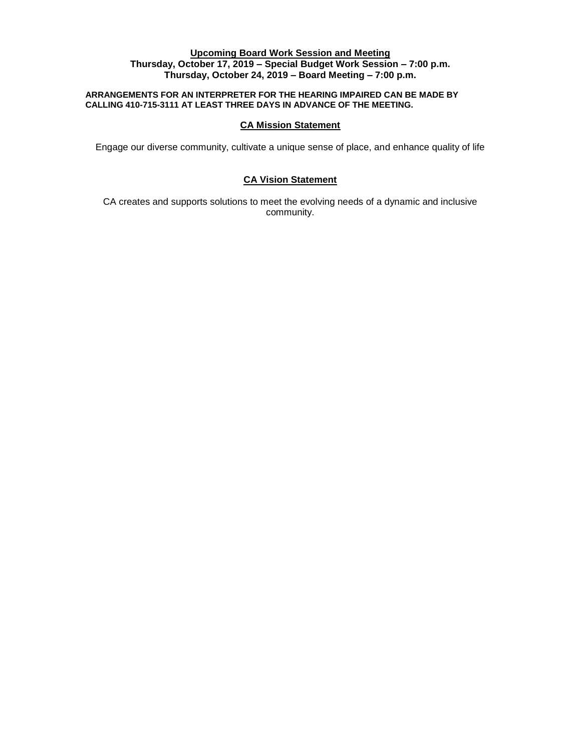**Upcoming Board Work Session and Meeting**

**Thursday, October 17, 2019 – Special Budget Work Session – 7:00 p.m.**

**Thursday, October 24, 2019 – Board Meeting – 7:00 p.m.**

**ARRANGEMENTS FOR AN INTERPRETER FOR THE HEARING IMPAIRED CAN BE MADE BY CALLING 410-715-3111 AT LEAST THREE DAYS IN ADVANCE OF THE MEETING.**

## CA Mission Statement

Engage our diverse community, cultivate a unique sense of place, and enhance quality of life

## CA Vision Statement

CA creates and supports solutions to meet the evolving needs of a dynamic and inclusive community.